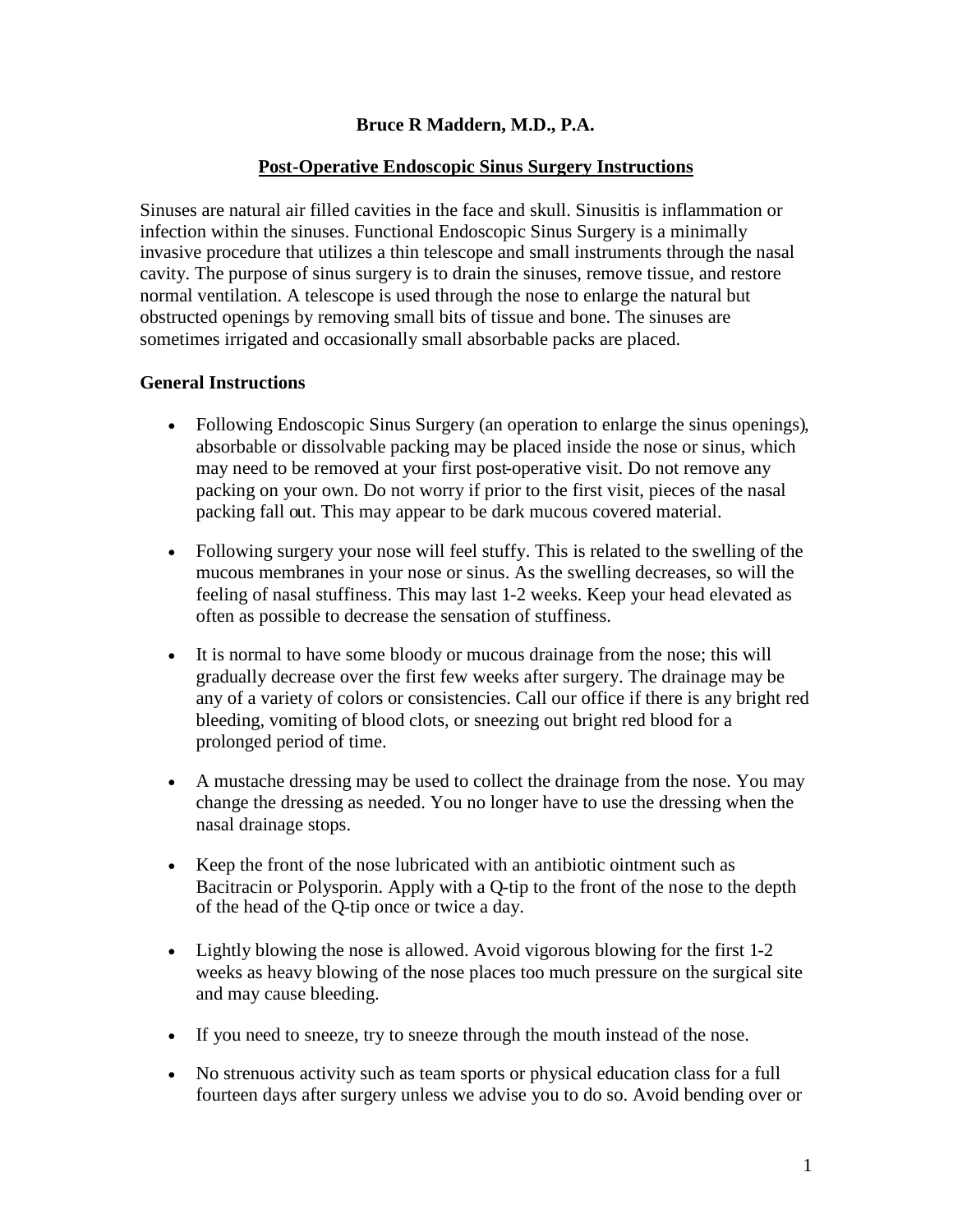**Bruce R Maddern, M.D., P.A.**

**Post-Operative Endoscopic Sinus Surgery Instructions**

Sinuses are natural air filled cavities in the face and skull. Sinusitis is inflammation or infection within the sinuses. Functional Endoscopic Sinus Surgery is a minimally invasive procedure that utilizes a thin telescope and small instruments through the nasal cavity. The purpose of sinus surgery is to drain the sinuses, remove tissue, and restore normal ventilation. A telescope is used through the nose to enlarge the natural but obstructed openings by removing small bits of tissue and bone. The sinuses are sometimes irrigated and occasionally small absorbable packs are placed.

### General Instructions

- Following Endoscopic Sinus Surgery (an operation to enlarge the sinus openings), absorbable or dissolvable packing may be placed inside the nose or sinus, which may need to be removed at your first post-operative visit. Do not remove any packing on your own. Do not worry if prior to the first visit, pieces of the nasal packing fall out. This may appear to be dark mucous covered material.

- Following surgery your nose will feel stuffy. This is related to the swelling of the mucous membranes in your nose or sinus. As the swelling decreases, so will the feeling of nasal stuffiness. This may last 1-2 weeks. Keep your head elevated as often as possible to decrease the sensation of stuffiness.

- It is normal to have some bloody or mucous drainage from the nose; this will gradually decrease over the first few weeks after surgery. The drainage may be any of a variety of colors or consistencies. Call our office if there is any bright red bleeding, vomiting of blood clots, or sneezing out bright red blood for a prolonged period of time.

- A mustache dressing may be used to collect the drainage from the nose. You may change the dressing as needed. You no longer have to use the dressing when the nasal drainage stops.

- Keep the front of the nose lubricated with an antibiotic ointment such as Bacitracin or Polysporin. Apply with a Q-tip to the front of the nose to the depth of the head of the Q-tip once or twice a day.

- Lightly blowing the nose is allowed. Avoid vigorous blowing for the first 1-2 weeks as heavy blowing of the nose places too much pressure on the surgical site and may cause bleeding.

- If you need to sneeze, try to sneeze through the mouth instead of the nose.

- No strenuous activity such as team sports or physical education class for a full fourteen days after surgery unless we advise you to do so. Avoid bending over or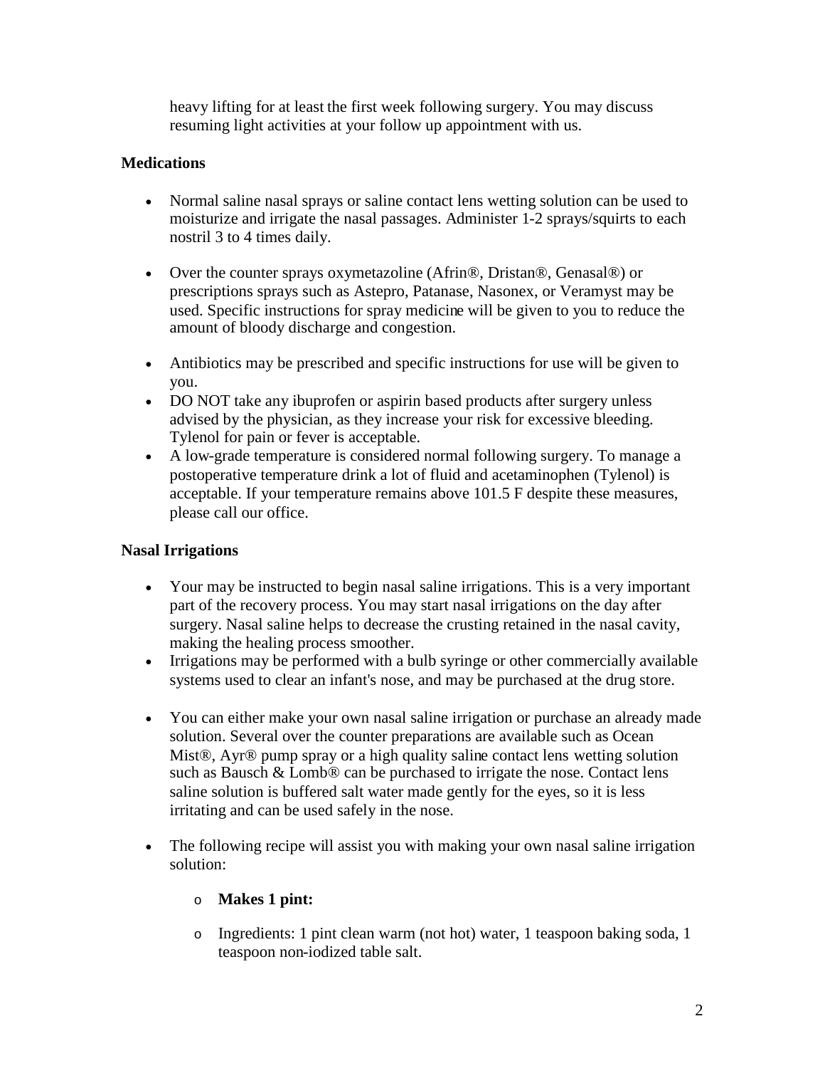heavy lifting for at least the first week following surgery. You may discuss resuming light activities at your follow up appointment with us.

**Medications**

- Normal saline nasal sprays or saline contact lens wetting solution can be used to moisturize and irrigate the nasal passages. Administer 1-2 sprays/squirts to each nostril 3 to 4 times daily.

- Over the counter sprays oxymetazoline (Afrin®, Dristan®, Genasal®) or prescriptions sprays such as Astepro, Patanase, Nasonex, or Veramyst may be used. Specific instructions for spray medicine will be given to you to reduce the amount of bloody discharge and congestion.

- Antibiotics may be prescribed and specific instructions for use will be given to you.
- DO NOT take any ibuprofen or aspirin based products after surgery unless advised by the physician, as they increase your risk for excessive bleeding. Tylenol for pain or fever is acceptable.
- A low-grade temperature is considered normal following surgery. To manage a postoperative temperature drink a lot of fluid and acetaminophen (Tylenol) is acceptable. If your temperature remains above 101.5 F despite these measures, please call our office.

**Nasal Irrigations**

- Your may be instructed to begin nasal saline irrigations. This is a very important part of the recovery process. You may start nasal irrigations on the day after surgery. Nasal saline helps to decrease the crusting retained in the nasal cavity, making the healing process smoother.
- Irrigations may be performed with a bulb syringe or other commercially available systems used to clear an infant's nose, and may be purchased at the drug store.

- You can either make your own nasal saline irrigation or purchase an already made solution. Several over the counter preparations are available such as Ocean Mist®, Ayr® pump spray or a high quality saline contact lens wetting solution such as Bausch & Lomb® can be purchased to irrigate the nose. Contact lens saline solution is buffered salt water made gently for the eyes, so it is less irritating and can be used safely in the nose.

- The following recipe will assist you with making your own nasal saline irrigation solution:

  - **Makes 1 pint:**

  - Ingredients: 1 pint clean warm (not hot) water, 1 teaspoon baking soda, 1 teaspoon non-iodized table salt.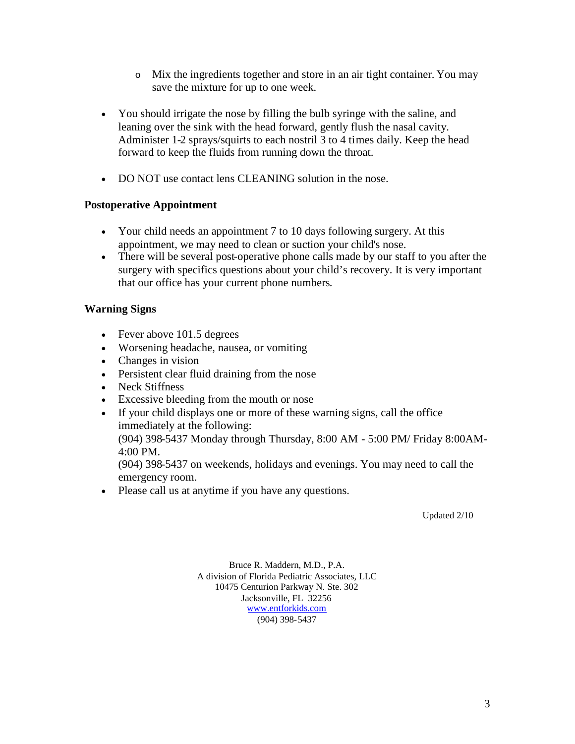- Mix the ingredients together and store in an air tight container. You may save the mixture for up to one week.

- You should irrigate the nose by filling the bulb syringe with the saline, and leaning over the sink with the head forward, gently flush the nasal cavity. Administer 1-2 sprays/squirts to each nostril 3 to 4 times daily. Keep the head forward to keep the fluids from running down the throat.

- DO NOT use contact lens CLEANING solution in the nose.

**Postoperative Appointment**

- Your child needs an appointment 7 to 10 days following surgery. At this appointment, we may need to clean or suction your child's nose.
- There will be several post-operative phone calls made by our staff to you after the surgery with specifics questions about your child's recovery. It is very important that our office has your current phone numbers.

**Warning Signs**

- Fever above 101.5 degrees
- Worsening headache, nausea, or vomiting
- Changes in vision
- Persistent clear fluid draining from the nose
- Neck Stiffness
- Excessive bleeding from the mouth or nose
- If your child displays one or more of these warning signs, call the office immediately at the following:
  (904) 398-5437 Monday through Thursday, 8:00 AM - 5:00 PM/ Friday 8:00AM-4:00 PM.
  (904) 398-5437 on weekends, holidays and evenings. You may need to call the emergency room.
- Please call us at anytime if you have any questions.

Updated 2/10

Bruce R. Maddern, M.D., P.A.
A division of Florida Pediatric Associates, LLC
10475 Centurion Parkway N. Ste. 302
Jacksonville, FL 32256
www.entforkids.com
(904) 398-5437